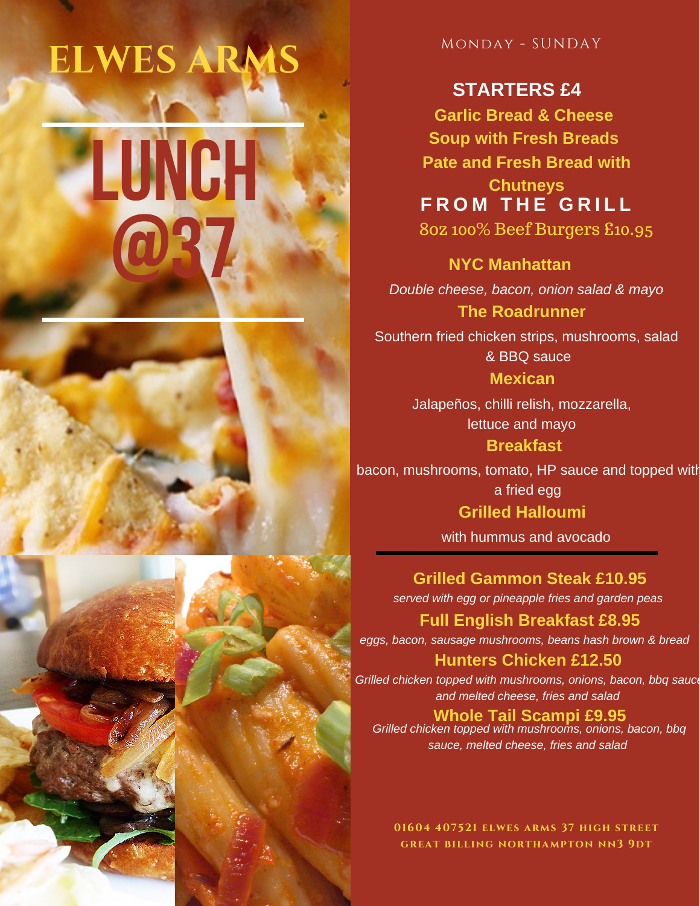# ELWES ARMS

# LUNCH @37

MONDAY - SUNDAY

## STARTERS £4

**Garlic Bread & Cheese**

**Soup with Fresh Breads**

**Pate and Fresh Bread with Chutneys**

## FROM THE GRILL

8oz 100% Beef Burgers £10.95

**NYC Manhattan**

*Double cheese, bacon, onion salad & mayo*

**The Roadrunner**

Southern fried chicken strips, mushrooms, salad & BBQ sauce

**Mexican**

Jalapeños, chilli relish, mozzarella, lettuce and mayo

**Breakfast**

bacon, mushrooms, tomato, HP sauce and topped with a fried egg

**Grilled Halloumi**

with hummus and avocado

---

**Grilled Gammon Steak £10.95**

*served with egg or pineapple fries and garden peas*

**Full English Breakfast £8.95**

*eggs, bacon, sausage mushrooms, beans hash brown & bread*

**Hunters Chicken £12.50**

*Grilled chicken topped with mushrooms, onions, bacon, bbq sauce and melted cheese, fries and salad*

**Whole Tail Scampi £9.95**

*Grilled chicken topped with mushrooms, onions, bacon, bbq sauce, melted cheese, fries and salad*

01604 407521 ELWES ARMS 37 HIGH STREET GREAT BILLING NORTHAMPTON NN3 9DT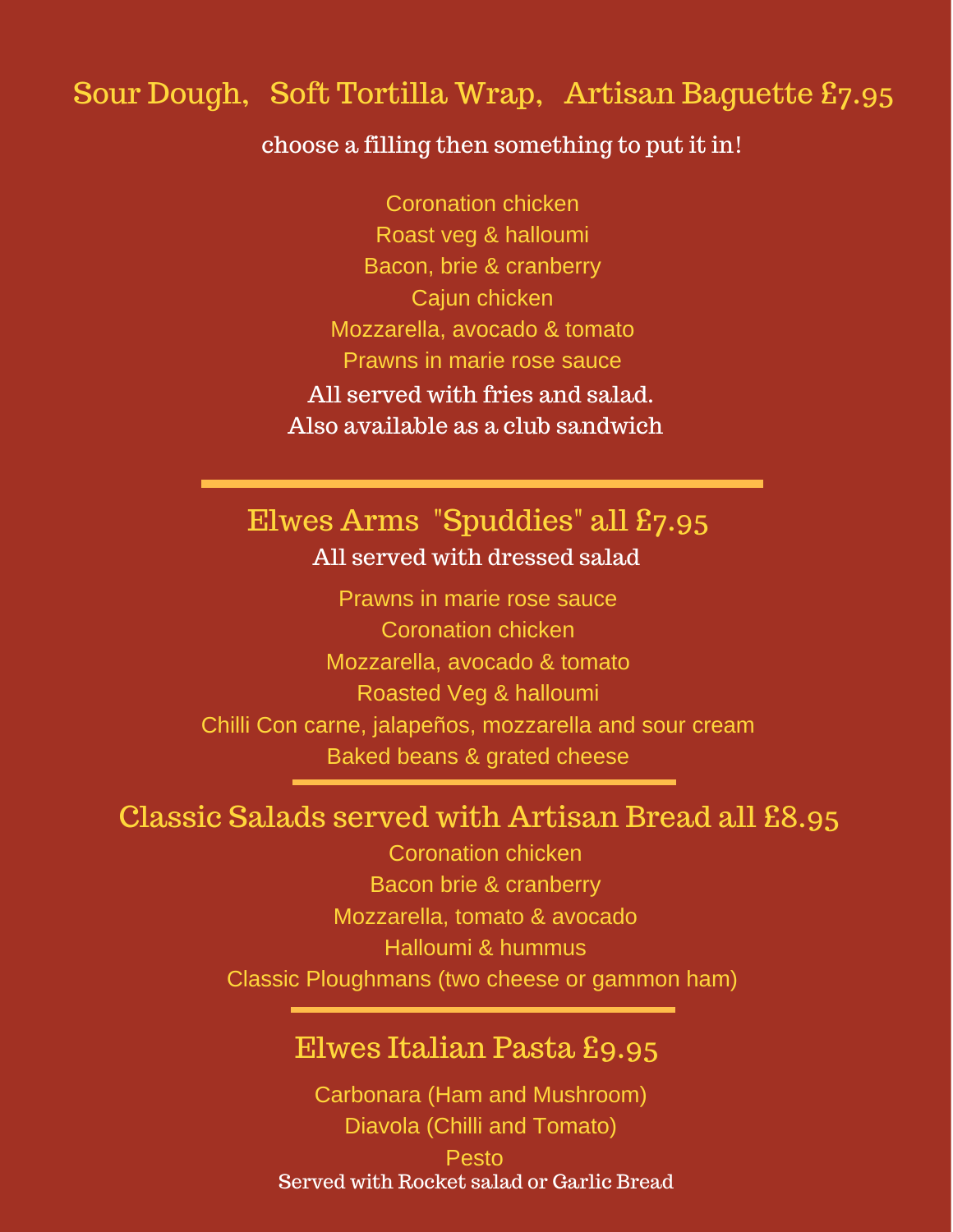## Sour Dough, Soft Tortilla Wrap, Artisan Baguette £7.95

choose a filling then something to put it in!

Coronation chicken
Roast veg & halloumi
Bacon, brie & cranberry
Cajun chicken
Mozzarella, avocado & tomato
Prawns in marie rose sauce

All served with fries and salad.
Also available as a club sandwich

---

## Elwes Arms "Spuddies" all £7.95

All served with dressed salad

Prawns in marie rose sauce
Coronation chicken
Mozzarella, avocado & tomato
Roasted Veg & halloumi
Chilli Con carne, jalapeños, mozzarella and sour cream
Baked beans & grated cheese

---

## Classic Salads served with Artisan Bread all £8.95

Coronation chicken
Bacon brie & cranberry
Mozzarella, tomato & avocado
Halloumi & hummus
Classic Ploughmans (two cheese or gammon ham)

---

## Elwes Italian Pasta £9.95

Carbonara (Ham and Mushroom)
Diavola (Chilli and Tomato)
Pesto

Served with Rocket salad or Garlic Bread